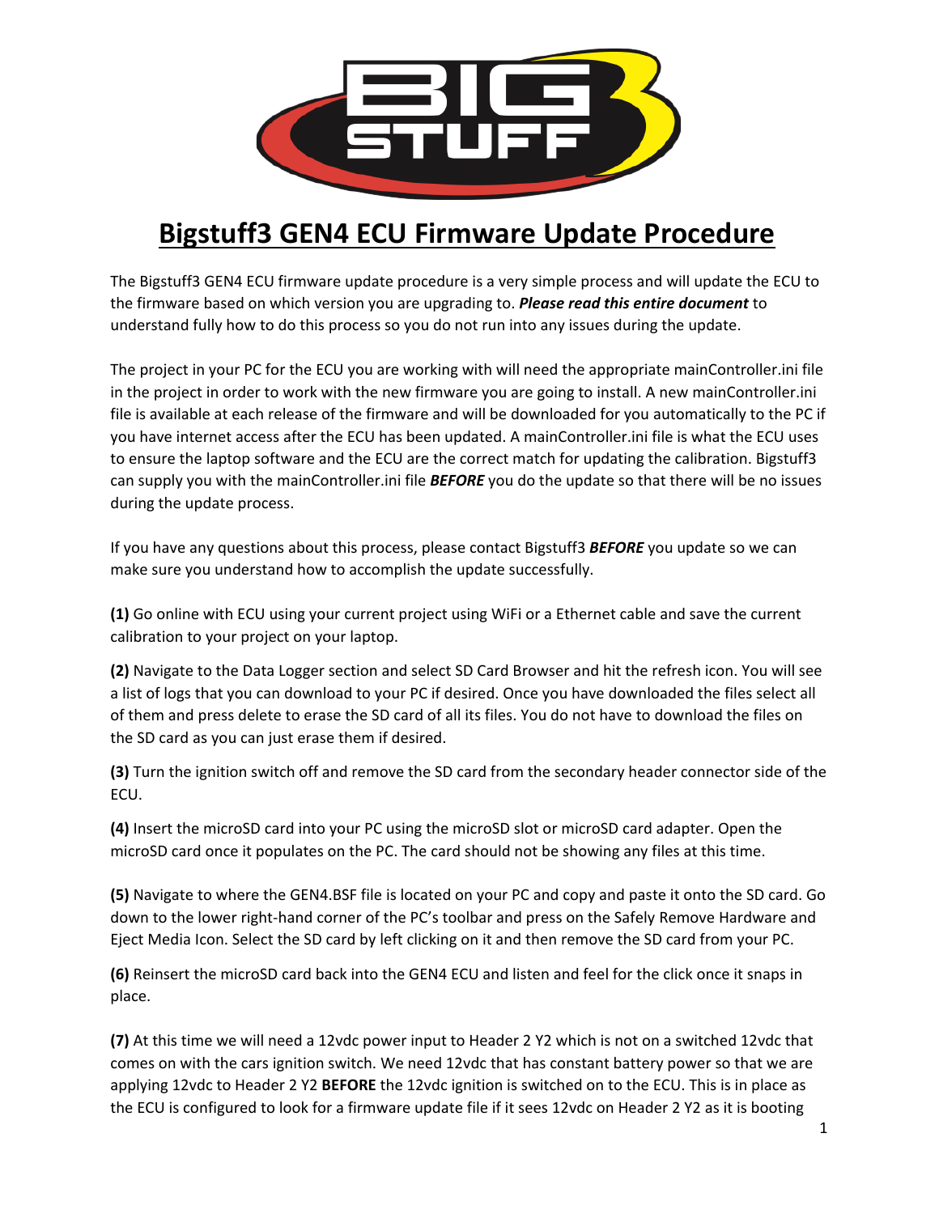# Bigstuff3 GEN4 ECU Firmware Update Procedure

The Bigstuff3 GEN4 ECU firmware update procedure is a very simple process and will update the ECU to the firmware based on which version you are upgrading to. ***Please read this entire document*** to understand fully how to do this process so you do not run into any issues during the update.

The project in your PC for the ECU you are working with will need the appropriate mainController.ini file in the project in order to work with the new firmware you are going to install. A new mainController.ini file is available at each release of the firmware and will be downloaded for you automatically to the PC if you have internet access after the ECU has been updated. A mainController.ini file is what the ECU uses to ensure the laptop software and the ECU are the correct match for updating the calibration. Bigstuff3 can supply you with the mainController.ini file ***BEFORE*** you do the update so that there will be no issues during the update process.

If you have any questions about this process, please contact Bigstuff3 ***BEFORE*** you update so we can make sure you understand how to accomplish the update successfully.

**(1)** Go online with ECU using your current project using WiFi or a Ethernet cable and save the current calibration to your project on your laptop.

**(2)** Navigate to the Data Logger section and select SD Card Browser and hit the refresh icon. You will see a list of logs that you can download to your PC if desired. Once you have downloaded the files select all of them and press delete to erase the SD card of all its files. You do not have to download the files on the SD card as you can just erase them if desired.

**(3)** Turn the ignition switch off and remove the SD card from the secondary header connector side of the ECU.

**(4)** Insert the microSD card into your PC using the microSD slot or microSD card adapter. Open the microSD card once it populates on the PC. The card should not be showing any files at this time.

**(5)** Navigate to where the GEN4.BSF file is located on your PC and copy and paste it onto the SD card. Go down to the lower right-hand corner of the PC's toolbar and press on the Safely Remove Hardware and Eject Media Icon. Select the SD card by left clicking on it and then remove the SD card from your PC.

**(6)** Reinsert the microSD card back into the GEN4 ECU and listen and feel for the click once it snaps in place.

**(7)** At this time we will need a 12vdc power input to Header 2 Y2 which is not on a switched 12vdc that comes on with the cars ignition switch. We need 12vdc that has constant battery power so that we are applying 12vdc to Header 2 Y2 **BEFORE** the 12vdc ignition is switched on to the ECU. This is in place as the ECU is configured to look for a firmware update file if it sees 12vdc on Header 2 Y2 as it is booting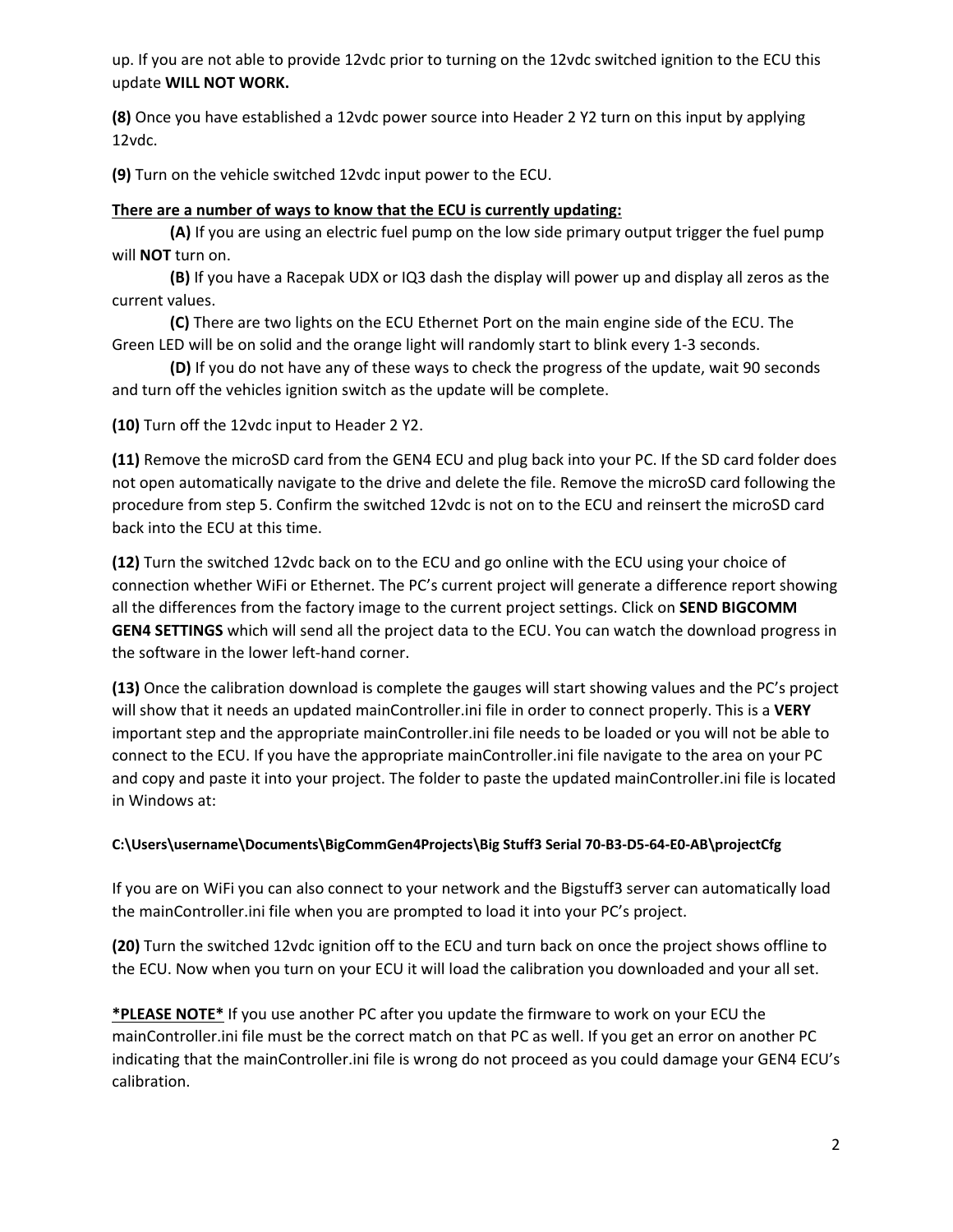up. If you are not able to provide 12vdc prior to turning on the 12vdc switched ignition to the ECU this update **WILL NOT WORK.**

**(8)** Once you have established a 12vdc power source into Header 2 Y2 turn on this input by applying 12vdc.

**(9)** Turn on the vehicle switched 12vdc input power to the ECU.

**There are a number of ways to know that the ECU is currently updating:**

**(A)** If you are using an electric fuel pump on the low side primary output trigger the fuel pump will **NOT** turn on.

**(B)** If you have a Racepak UDX or IQ3 dash the display will power up and display all zeros as the current values.

**(C)** There are two lights on the ECU Ethernet Port on the main engine side of the ECU. The Green LED will be on solid and the orange light will randomly start to blink every 1-3 seconds.

**(D)** If you do not have any of these ways to check the progress of the update, wait 90 seconds and turn off the vehicles ignition switch as the update will be complete.

**(10)** Turn off the 12vdc input to Header 2 Y2.

**(11)** Remove the microSD card from the GEN4 ECU and plug back into your PC. If the SD card folder does not open automatically navigate to the drive and delete the file. Remove the microSD card following the procedure from step 5. Confirm the switched 12vdc is not on to the ECU and reinsert the microSD card back into the ECU at this time.

**(12)** Turn the switched 12vdc back on to the ECU and go online with the ECU using your choice of connection whether WiFi or Ethernet. The PC's current project will generate a difference report showing all the differences from the factory image to the current project settings. Click on **SEND BIGCOMM GEN4 SETTINGS** which will send all the project data to the ECU. You can watch the download progress in the software in the lower left-hand corner.

**(13)** Once the calibration download is complete the gauges will start showing values and the PC's project will show that it needs an updated mainController.ini file in order to connect properly. This is a **VERY** important step and the appropriate mainController.ini file needs to be loaded or you will not be able to connect to the ECU. If you have the appropriate mainController.ini file navigate to the area on your PC and copy and paste it into your project. The folder to paste the updated mainController.ini file is located in Windows at:

**C:\Users\username\Documents\BigCommGen4Projects\Big Stuff3 Serial 70-B3-D5-64-E0-AB\projectCfg**

If you are on WiFi you can also connect to your network and the Bigstuff3 server can automatically load the mainController.ini file when you are prompted to load it into your PC's project.

**(20)** Turn the switched 12vdc ignition off to the ECU and turn back on once the project shows offline to the ECU. Now when you turn on your ECU it will load the calibration you downloaded and your all set.

***PLEASE NOTE*** If you use another PC after you update the firmware to work on your ECU the mainController.ini file must be the correct match on that PC as well. If you get an error on another PC indicating that the mainController.ini file is wrong do not proceed as you could damage your GEN4 ECU's calibration.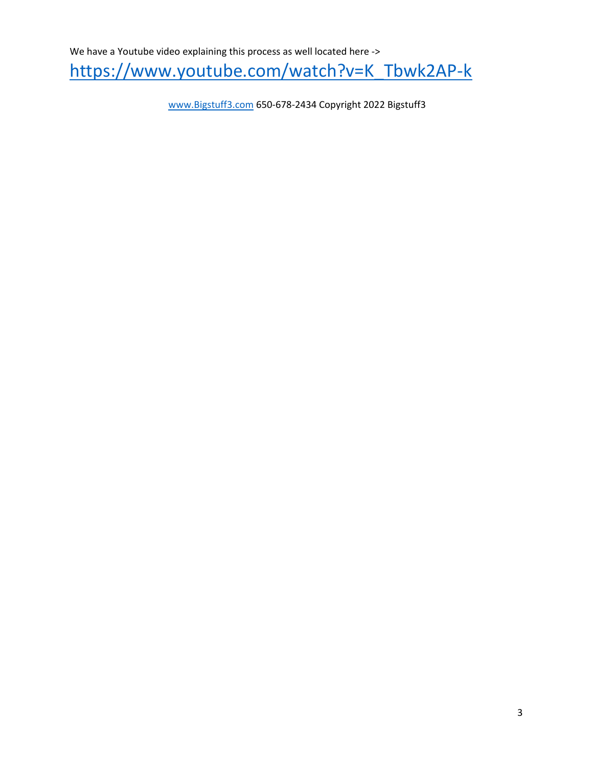We have a Youtube video explaining this process as well located here ->

[https://www.youtube.com/watch?v=K_Tbwk2AP-k](https://www.youtube.com/watch?v=K_Tbwk2AP-k)

[www.Bigstuff3.com](http://www.Bigstuff3.com) 650-678-2434 Copyright 2022 Bigstuff3